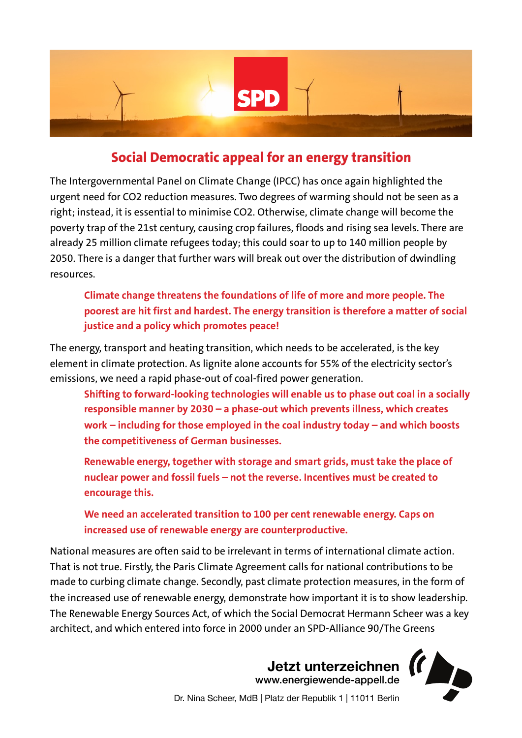## Social Democratic appeal for an energy transition

The Intergovernmental Panel on Climate Change (IPCC) has once again highlighted the urgent need for $CO_2$ reduction measures. Two degrees of warming should not be seen as a right; instead, it is essential to minimise $CO_2$. Otherwise, climate change will become the poverty trap of the 21st century, causing crop failures, floods and rising sea levels. There are already 25 million climate refugees today; this could soar to up to 140 million people by 2050. There is a danger that further wars will break out over the distribution of dwindling resources.

> **Climate change threatens the foundations of life of more and more people. The poorest are hit first and hardest. The energy transition is therefore a matter of social justice and a policy which promotes peace!**

The energy, transport and heating transition, which needs to be accelerated, is the key element in climate protection. As lignite alone accounts for 55% of the electricity sector's emissions, we need a rapid phase-out of coal-fired power generation.

> **Shifting to forward-looking technologies will enable us to phase out coal in a socially responsible manner by 2030 – a phase-out which prevents illness, which creates work – including for those employed in the coal industry today – and which boosts the competitiveness of German businesses.**
>
> **Renewable energy, together with storage and smart grids, must take the place of nuclear power and fossil fuels – not the reverse. Incentives must be created to encourage this.**
>
> **We need an accelerated transition to 100 per cent renewable energy. Caps on increased use of renewable energy are counterproductive.**

National measures are often said to be irrelevant in terms of international climate action. That is not true. Firstly, the Paris Climate Agreement calls for national contributions to be made to curbing climate change. Secondly, past climate protection measures, in the form of the increased use of renewable energy, demonstrate how important it is to show leadership. The Renewable Energy Sources Act, of which the Social Democrat Hermann Scheer was a key architect, and which entered into force in 2000 under an SPD-Alliance 90/The Greens

**Jetzt unterzeichnen**
www.energiewende-appell.de

Dr. Nina Scheer, MdB | Platz der Republik 1 | 11011 Berlin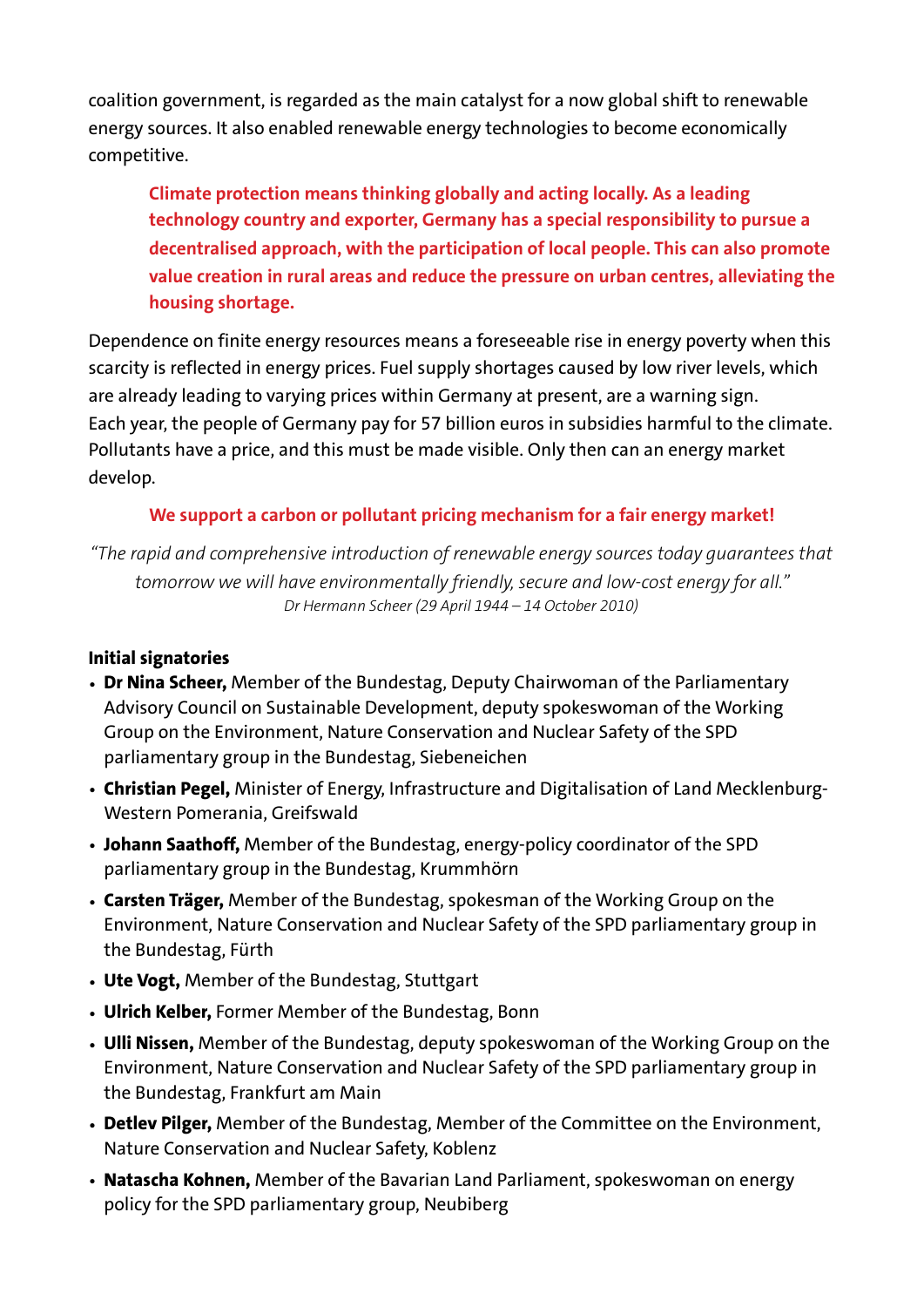coalition government, is regarded as the main catalyst for a now global shift to renewable energy sources. It also enabled renewable energy technologies to become economically competitive.

> **Climate protection means thinking globally and acting locally. As a leading technology country and exporter, Germany has a special responsibility to pursue a decentralised approach, with the participation of local people. This can also promote value creation in rural areas and reduce the pressure on urban centres, alleviating the housing shortage.**

Dependence on finite energy resources means a foreseeable rise in energy poverty when this scarcity is reflected in energy prices. Fuel supply shortages caused by low river levels, which are already leading to varying prices within Germany at present, are a warning sign. Each year, the people of Germany pay for 57 billion euros in subsidies harmful to the climate. Pollutants have a price, and this must be made visible. Only then can an energy market develop.

**We support a carbon or pollutant pricing mechanism for a fair energy market!**

*"The rapid and comprehensive introduction of renewable energy sources today guarantees that tomorrow we will have environmentally friendly, secure and low-cost energy for all."*
*Dr Hermann Scheer (29 April 1944 – 14 October 2010)*

**Initial signatories**

- **Dr Nina Scheer,** Member of the Bundestag, Deputy Chairwoman of the Parliamentary Advisory Council on Sustainable Development, deputy spokeswoman of the Working Group on the Environment, Nature Conservation and Nuclear Safety of the SPD parliamentary group in the Bundestag, Siebeneichen
- **Christian Pegel,** Minister of Energy, Infrastructure and Digitalisation of Land Mecklenburg-Western Pomerania, Greifswald
- **Johann Saathoff,** Member of the Bundestag, energy-policy coordinator of the SPD parliamentary group in the Bundestag, Krummhörn
- **Carsten Träger,** Member of the Bundestag, spokesman of the Working Group on the Environment, Nature Conservation and Nuclear Safety of the SPD parliamentary group in the Bundestag, Fürth
- **Ute Vogt,** Member of the Bundestag, Stuttgart
- **Ulrich Kelber,** Former Member of the Bundestag, Bonn
- **Ulli Nissen,** Member of the Bundestag, deputy spokeswoman of the Working Group on the Environment, Nature Conservation and Nuclear Safety of the SPD parliamentary group in the Bundestag, Frankfurt am Main
- **Detlev Pilger,** Member of the Bundestag, Member of the Committee on the Environment, Nature Conservation and Nuclear Safety, Koblenz
- **Natascha Kohnen,** Member of the Bavarian Land Parliament, spokeswoman on energy policy for the SPD parliamentary group, Neubiberg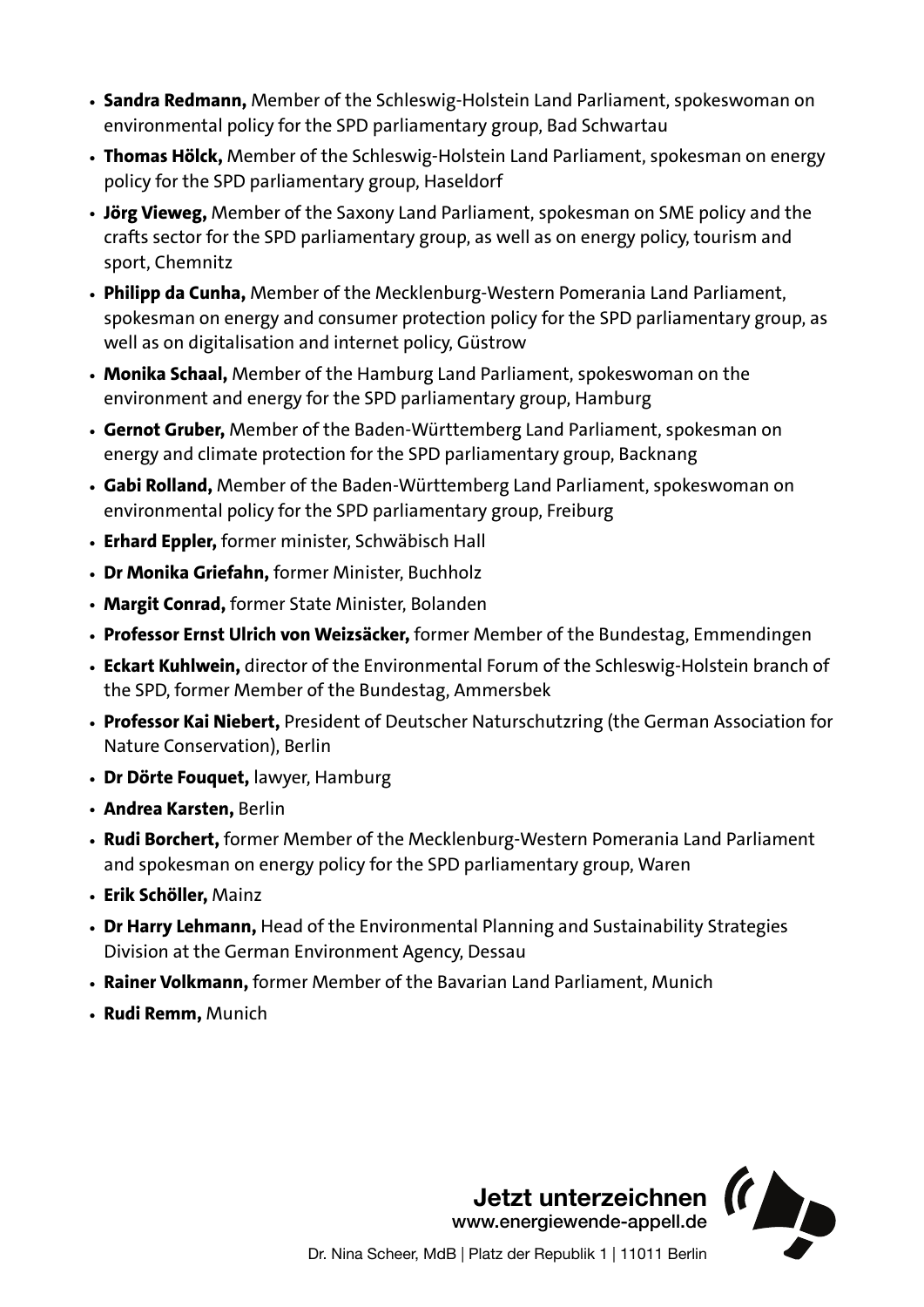- **Sandra Redmann,** Member of the Schleswig-Holstein Land Parliament, spokeswoman on environmental policy for the SPD parliamentary group, Bad Schwartau
- **Thomas Hölck,** Member of the Schleswig-Holstein Land Parliament, spokesman on energy policy for the SPD parliamentary group, Haseldorf
- **Jörg Vieweg,** Member of the Saxony Land Parliament, spokesman on SME policy and the crafts sector for the SPD parliamentary group, as well as on energy policy, tourism and sport, Chemnitz
- **Philipp da Cunha,** Member of the Mecklenburg-Western Pomerania Land Parliament, spokesman on energy and consumer protection policy for the SPD parliamentary group, as well as on digitalisation and internet policy, Güstrow
- **Monika Schaal,** Member of the Hamburg Land Parliament, spokeswoman on the environment and energy for the SPD parliamentary group, Hamburg
- **Gernot Gruber,** Member of the Baden-Württemberg Land Parliament, spokesman on energy and climate protection for the SPD parliamentary group, Backnang
- **Gabi Rolland,** Member of the Baden-Württemberg Land Parliament, spokeswoman on environmental policy for the SPD parliamentary group, Freiburg
- **Erhard Eppler,** former minister, Schwäbisch Hall
- **Dr Monika Griefahn,** former Minister, Buchholz
- **Margit Conrad,** former State Minister, Bolanden
- **Professor Ernst Ulrich von Weizsäcker,** former Member of the Bundestag, Emmendingen
- **Eckart Kuhlwein,** director of the Environmental Forum of the Schleswig-Holstein branch of the SPD, former Member of the Bundestag, Ammersbek
- **Professor Kai Niebert,** President of Deutscher Naturschutzring (the German Association for Nature Conservation), Berlin
- **Dr Dörte Fouquet,** lawyer, Hamburg
- **Andrea Karsten,** Berlin
- **Rudi Borchert,** former Member of the Mecklenburg-Western Pomerania Land Parliament and spokesman on energy policy for the SPD parliamentary group, Waren
- **Erik Schöller,** Mainz
- **Dr Harry Lehmann,** Head of the Environmental Planning and Sustainability Strategies Division at the German Environment Agency, Dessau
- **Rainer Volkmann,** former Member of the Bavarian Land Parliament, Munich
- **Rudi Remm,** Munich

**Jetzt unterzeichnen**
www.energiewende-appell.de

Dr. Nina Scheer, MdB | Platz der Republik 1 | 11011 Berlin